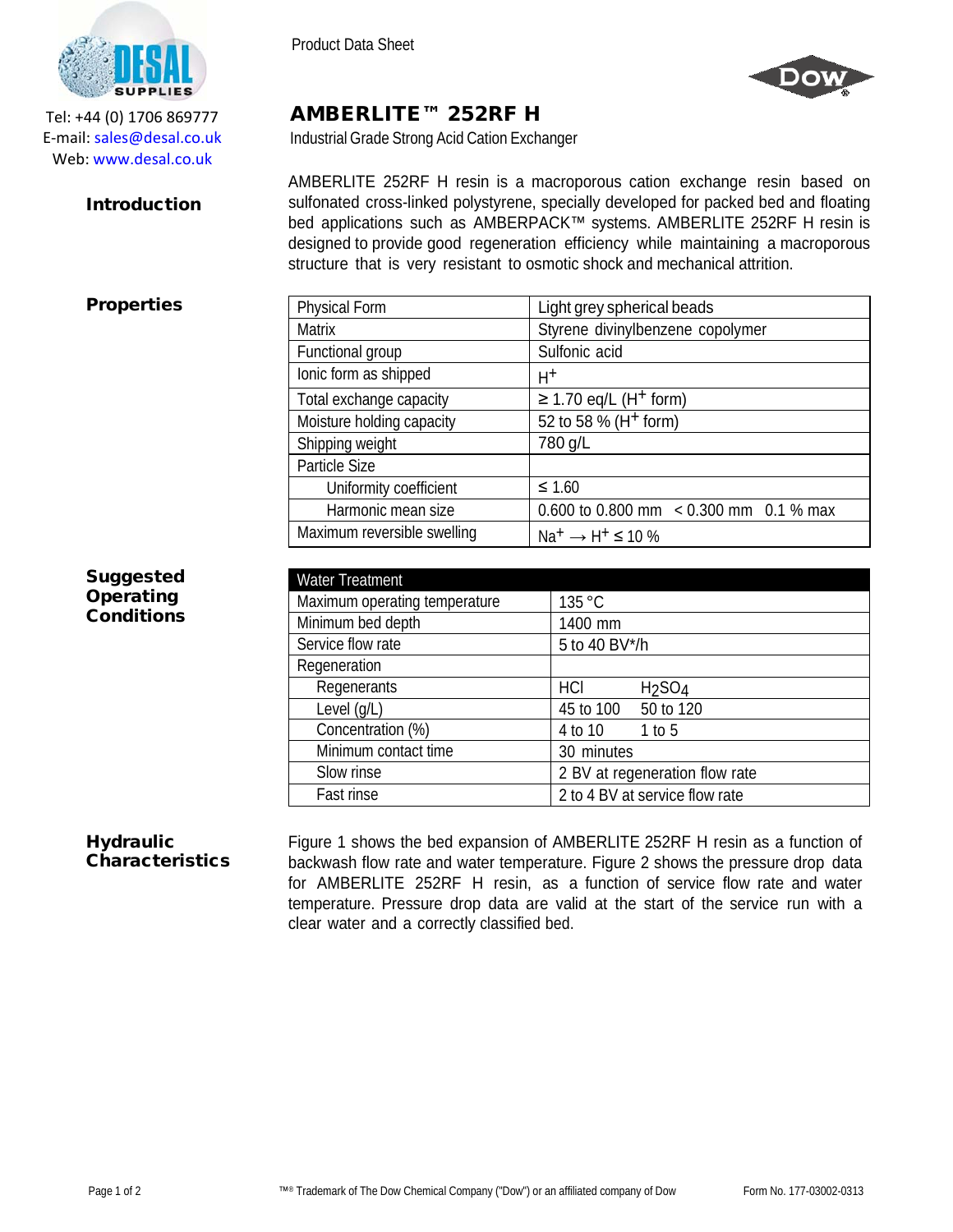Tel: +44 (0) 1706 869777
E-mail: sales@desal.co.uk
Web: www.desal.co.uk

Product Data Sheet

# AMBERLITE™ 252RF H

Industrial Grade Strong Acid Cation Exchanger

## Introduction

AMBERLITE 252RF H resin is a macroporous cation exchange resin based on sulfonated cross-linked polystyrene, specially developed for packed bed and floating bed applications such as AMBERPACK™ systems. AMBERLITE 252RF H resin is designed to provide good regeneration efficiency while maintaining a macroporous structure that is very resistant to osmotic shock and mechanical attrition.

## Properties

| Property | Value |
|---|---|
| Physical Form | Light grey spherical beads |
| Matrix | Styrene divinylbenzene copolymer |
| Functional group | Sulfonic acid |
| Ionic form as shipped | $H^+$ |
| Total exchange capacity | ≥ 1.70 eq/L ($H^+$ form) |
| Moisture holding capacity | 52 to 58 % ($H^+$ form) |
| Shipping weight | 780 g/L |
| Particle Size | |
| Uniformity coefficient | ≤ 1.60 |
| Harmonic mean size | 0.600 to 0.800 mm   < 0.300 mm   0.1 % max |
| Maximum reversible swelling | $Na^+ \rightarrow H^+ \leq 10$ % |

## Suggested Operating Conditions

| Water Treatment | | |
|---|---|---|
| Maximum operating temperature | 135 °C | |
| Minimum bed depth | 1400 mm | |
| Service flow rate | 5 to 40 BV*/h | |
| Regeneration | | |
| Regenerants | HCl | $H_2SO_4$ |
| Level (g/L) | 45 to 100 | 50 to 120 |
| Concentration (%) | 4 to 10 | 1 to 5 |
| Minimum contact time | 30 minutes | |
| Slow rinse | 2 BV at regeneration flow rate | |
| Fast rinse | 2 to 4 BV at service flow rate | |

## Hydraulic Characteristics

Figure 1 shows the bed expansion of AMBERLITE 252RF H resin as a function of backwash flow rate and water temperature. Figure 2 shows the pressure drop data for AMBERLITE 252RF H resin, as a function of service flow rate and water temperature. Pressure drop data are valid at the start of the service run with a clear water and a correctly classified bed.

™® Trademark of The Dow Chemical Company ("Dow") or an affiliated company of Dow

Form No. 177-03002-0313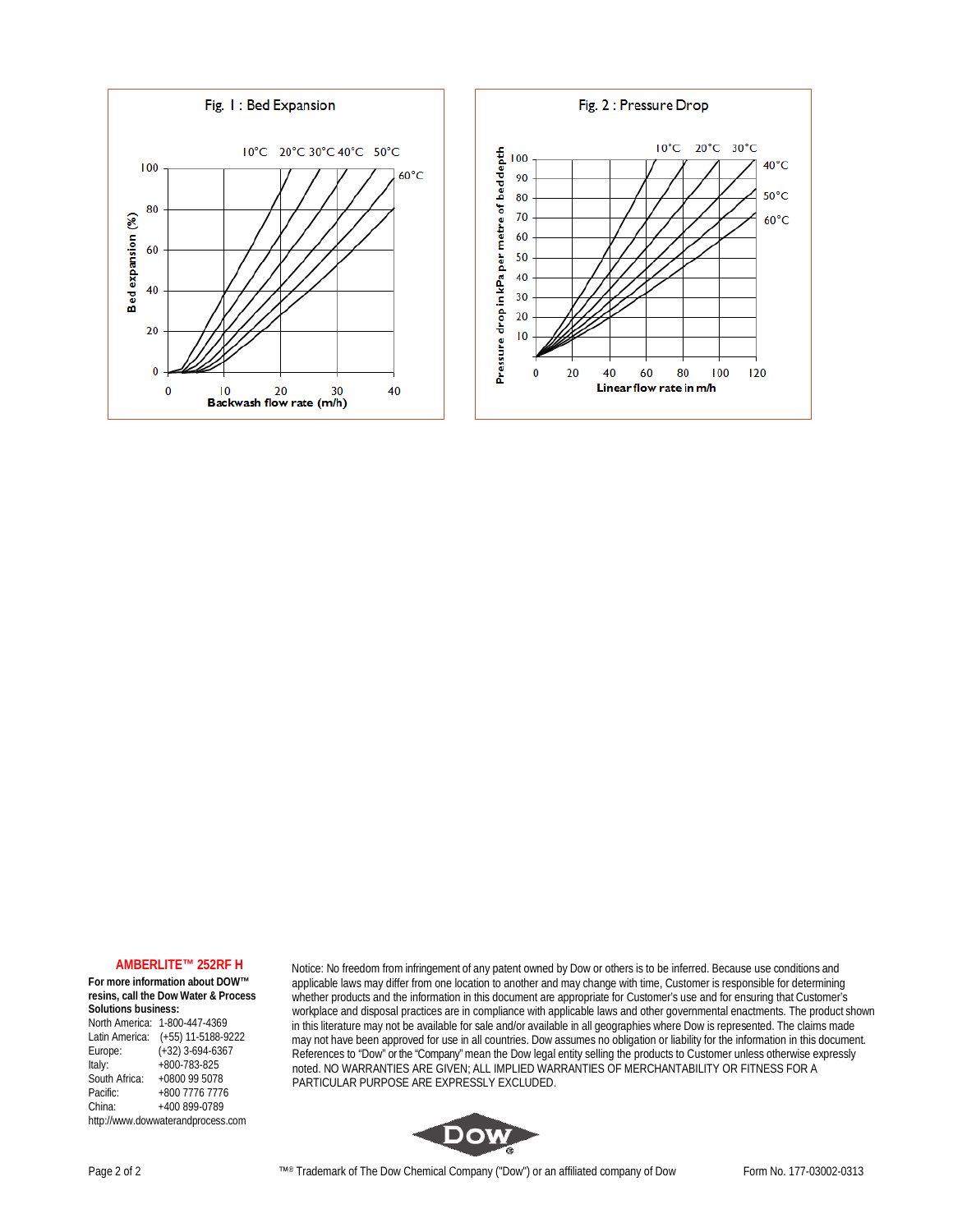Fig. 1 : Bed Expansion

Fig. 2 : Pressure Drop

**AMBERLITE™ 252RF H**

**For more information about DOW™ resins, call the Dow Water & Process Solutions business:**

North America: 1-800-447-4369
Latin America: (+55) 11-5188-9222
Europe: (+32) 3-694-6367
Italy: +800-783-825
South Africa: +0800 99 5078
Pacific: +800 7776 7776
China: +400 899-0789
http://www.dowwaterandprocess.com

Notice: No freedom from infringement of any patent owned by Dow or others is to be inferred. Because use conditions and applicable laws may differ from one location to another and may change with time, Customer is responsible for determining whether products and the information in this document are appropriate for Customer's use and for ensuring that Customer's workplace and disposal practices are in compliance with applicable laws and other governmental enactments. The product shown in this literature may not be available for sale and/or available in all geographies where Dow is represented. The claims made may not have been approved for use in all countries. Dow assumes no obligation or liability for the information in this document. References to "Dow" or the "Company" mean the Dow legal entity selling the products to Customer unless otherwise expressly noted. NO WARRANTIES ARE GIVEN; ALL IMPLIED WARRANTIES OF MERCHANTABILITY OR FITNESS FOR A PARTICULAR PURPOSE ARE EXPRESSLY EXCLUDED.

™® Trademark of The Dow Chemical Company ("Dow") or an affiliated company of Dow

Form No. 177-03002-0313